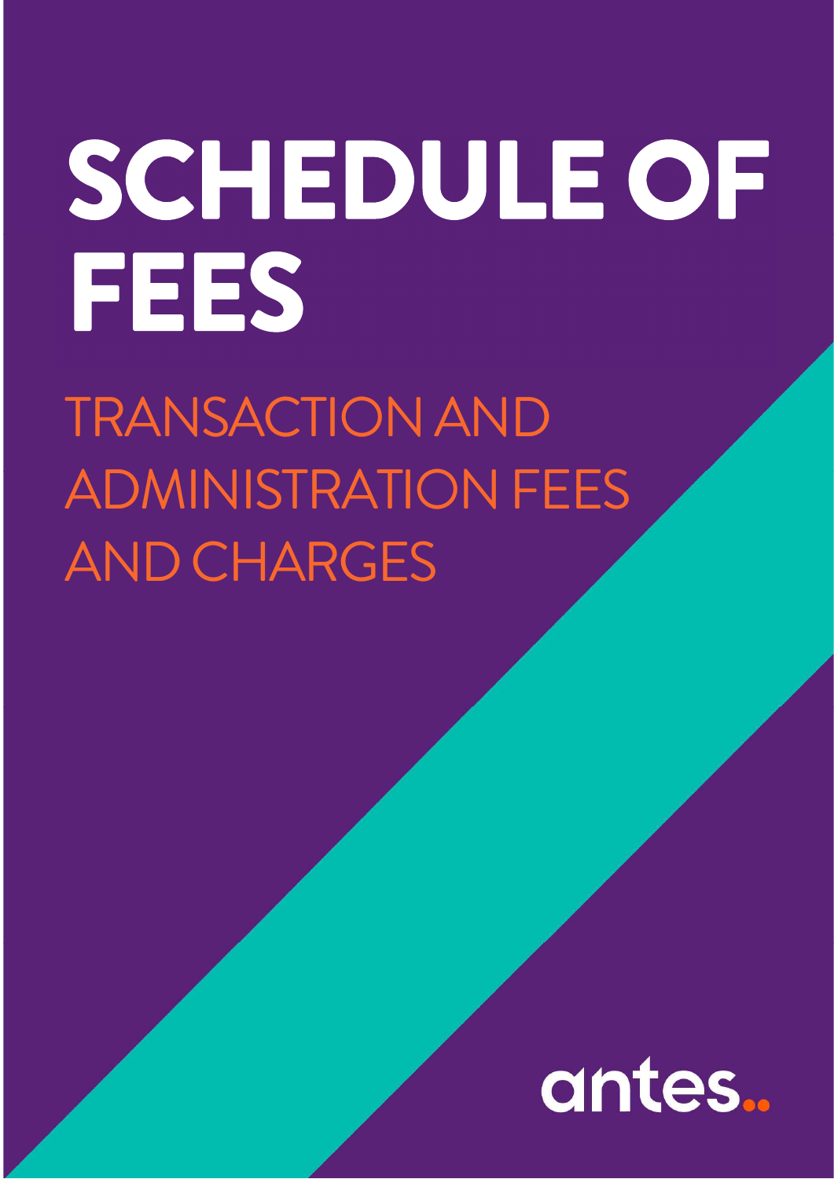# SCHEDULE OF FEES

## TRANSACTION AND ADMINISTRATION FEES AND CHARGES

antes..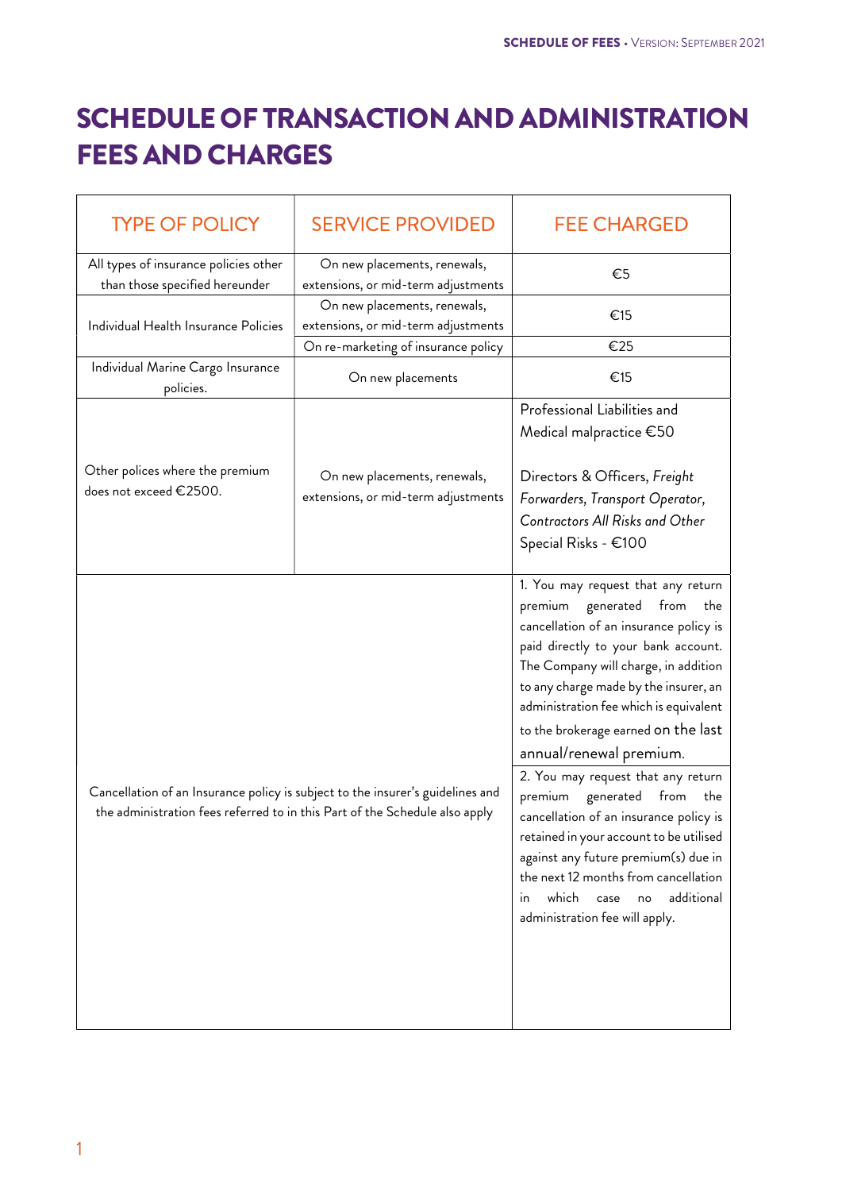# SCHEDULE OF TRANSACTION AND ADMINISTRATION FEES AND CHARGES

| TYPE OF POLICY | SERVICE PROVIDED | FEE CHARGED |
|---|---|---|
| All types of insurance policies other than those specified hereunder | On new placements, renewals, extensions, or mid-term adjustments | €5 |
| Individual Health Insurance Policies | On new placements, renewals, extensions, or mid-term adjustments | €15 |
| | On re-marketing of insurance policy | €25 |
| Individual Marine Cargo Insurance policies. | On new placements | €15 |
| Other polices where the premium does not exceed €2500. | On new placements, renewals, extensions, or mid-term adjustments | Professional Liabilities and Medical malpractice €50<br><br>Directors & Officers, *Freight Forwarders, Transport Operator, Contractors All Risks and Other* Special Risks - €100 |
| Cancellation of an Insurance policy is subject to the insurer's guidelines and the administration fees referred to in this Part of the Schedule also apply | | 1. You may request that any return premium generated from the cancellation of an insurance policy is paid directly to your bank account. The Company will charge, in addition to any charge made by the insurer, an administration fee which is equivalent to the brokerage earned on the last annual/renewal premium.<br><br>2. You may request that any return premium generated from the cancellation of an insurance policy is retained in your account to be utilised against any future premium(s) due in the next 12 months from cancellation in which case no additional administration fee will apply. |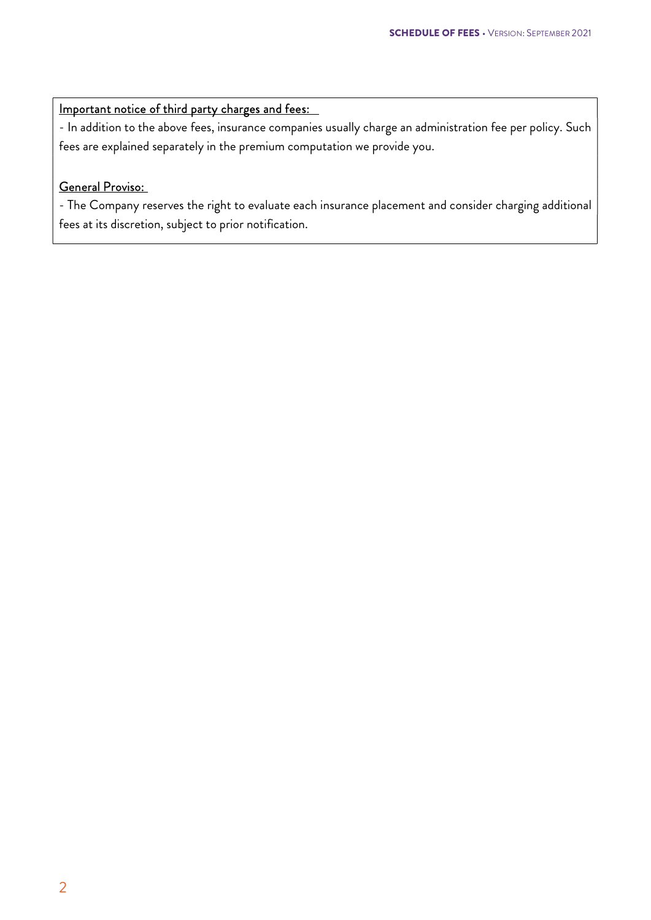Important notice of third party charges and fees:

- In addition to the above fees, insurance companies usually charge an administration fee per policy. Such fees are explained separately in the premium computation we provide you.

General Proviso:

- The Company reserves the right to evaluate each insurance placement and consider charging additional fees at its discretion, subject to prior notification.